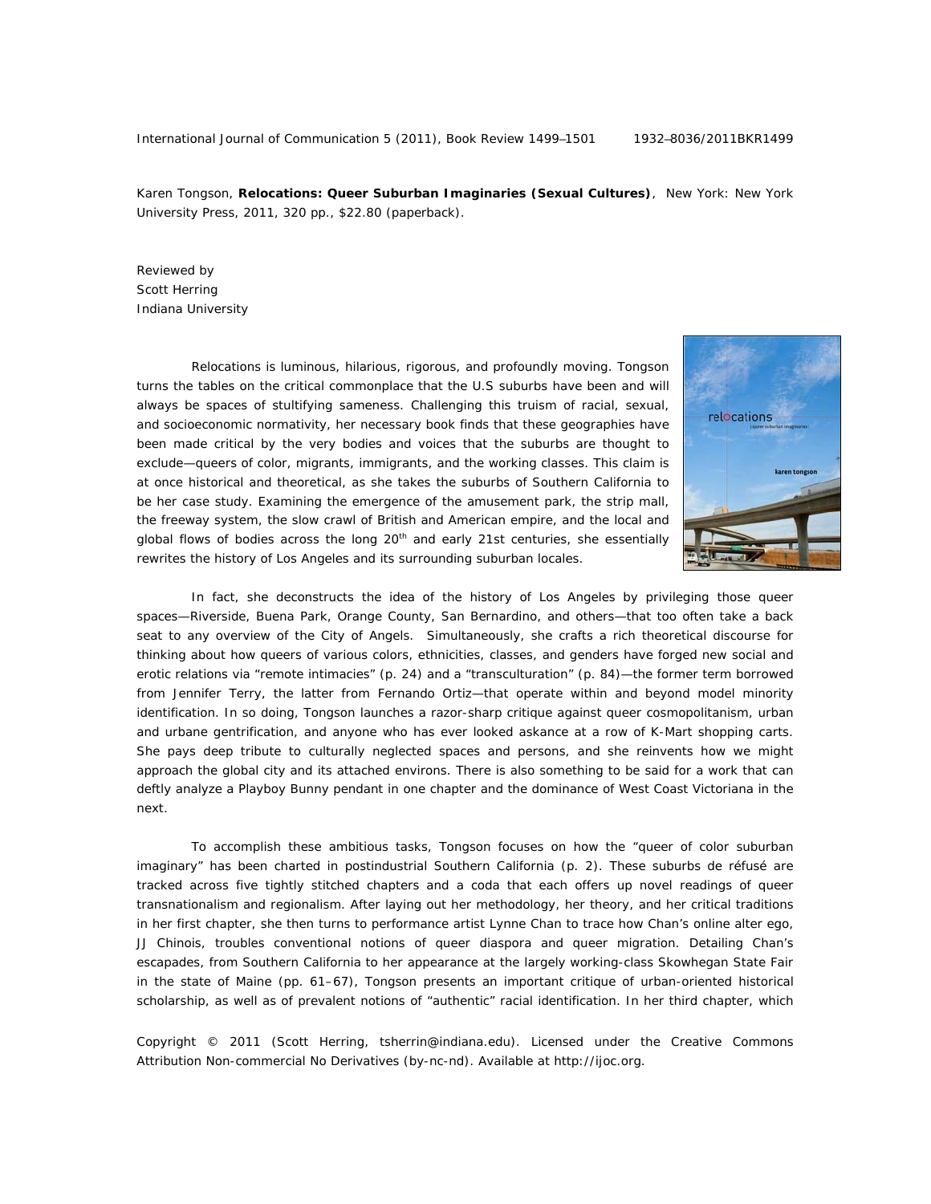Karen Tongson, **Relocations: Queer Suburban Imaginaries (Sexual Cultures)**, New York: New York University Press, 2011, 320 pp., $22.80 (paperback).

Reviewed by
Scott Herring
Indiana University

Relocations is luminous, hilarious, rigorous, and profoundly moving. Tongson turns the tables on the critical commonplace that the U.S suburbs have been and will always be spaces of stultifying sameness. Challenging this truism of racial, sexual, and socioeconomic normativity, her necessary book finds that these geographies have been made critical by the very bodies and voices that the suburbs are thought to exclude—queers of color, migrants, immigrants, and the working classes. This claim is at once historical and theoretical, as she takes the suburbs of Southern California to be her case study. Examining the emergence of the amusement park, the strip mall, the freeway system, the slow crawl of British and American empire, and the local and global flows of bodies across the long 20th and early 21st centuries, she essentially rewrites the history of Los Angeles and its surrounding suburban locales.

In fact, she deconstructs the idea of the history of Los Angeles by privileging those queer spaces—Riverside, Buena Park, Orange County, San Bernardino, and others—that too often take a back seat to any overview of the City of Angels. Simultaneously, she crafts a rich theoretical discourse for thinking about how queers of various colors, ethnicities, classes, and genders have forged new social and erotic relations via "remote intimacies" (p. 24) and a "transculturation" (p. 84)—the former term borrowed from Jennifer Terry, the latter from Fernando Ortiz—that operate within and beyond model minority identification. In so doing, Tongson launches a razor-sharp critique against queer cosmopolitanism, urban and urbane gentrification, and anyone who has ever looked askance at a row of K-Mart shopping carts. She pays deep tribute to culturally neglected spaces and persons, and she reinvents how we might approach the global city and its attached environs. There is also something to be said for a work that can deftly analyze a Playboy Bunny pendant in one chapter and the dominance of West Coast Victoriana in the next.

To accomplish these ambitious tasks, Tongson focuses on how the "queer of color suburban imaginary" has been charted in postindustrial Southern California (p. 2). These suburbs de réfusé are tracked across five tightly stitched chapters and a coda that each offers up novel readings of queer transnationalism and regionalism. After laying out her methodology, her theory, and her critical traditions in her first chapter, she then turns to performance artist Lynne Chan to trace how Chan's online alter ego, JJ Chinois, troubles conventional notions of queer diaspora and queer migration. Detailing Chan's escapades, from Southern California to her appearance at the largely working-class Skowhegan State Fair in the state of Maine (pp. 61–67), Tongson presents an important critique of urban-oriented historical scholarship, as well as of prevalent notions of "authentic" racial identification. In her third chapter, which

Copyright © 2011 (Scott Herring, tsherrin@indiana.edu). Licensed under the Creative Commons Attribution Non-commercial No Derivatives (by-nc-nd). Available at http://ijoc.org.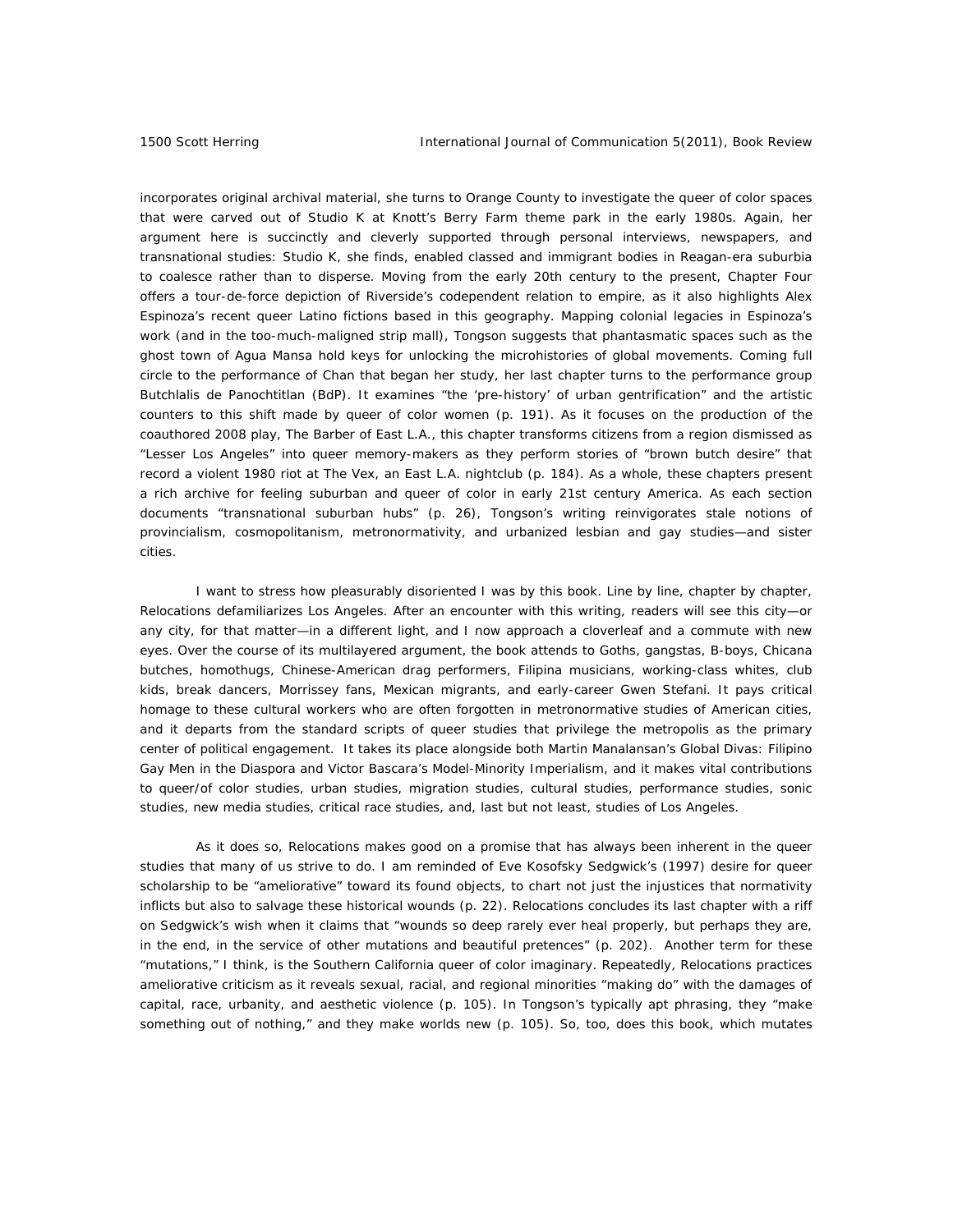incorporates original archival material, she turns to Orange County to investigate the queer of color spaces that were carved out of Studio K at Knott's Berry Farm theme park in the early 1980s. Again, her argument here is succinctly and cleverly supported through personal interviews, newspapers, and transnational studies: Studio K, she finds, enabled classed and immigrant bodies in Reagan-era suburbia to coalesce rather than to disperse. Moving from the early 20th century to the present, Chapter Four offers a tour-de-force depiction of Riverside's codependent relation to empire, as it also highlights Alex Espinoza's recent queer Latino fictions based in this geography. Mapping colonial legacies in Espinoza's work (and in the too-much-maligned strip mall), Tongson suggests that phantasmatic spaces such as the ghost town of Agua Mansa hold keys for unlocking the microhistories of global movements. Coming full circle to the performance of Chan that began her study, her last chapter turns to the performance group Butchlalis de Panochtitlan (BdP). It examines "the 'pre-history' of urban gentrification" and the artistic counters to this shift made by queer of color women (p. 191). As it focuses on the production of the coauthored 2008 play, The Barber of East L.A., this chapter transforms citizens from a region dismissed as "Lesser Los Angeles" into queer memory-makers as they perform stories of "brown butch desire" that record a violent 1980 riot at The Vex, an East L.A. nightclub (p. 184). As a whole, these chapters present a rich archive for feeling suburban and queer of color in early 21st century America. As each section documents "transnational suburban hubs" (p. 26), Tongson's writing reinvigorates stale notions of provincialism, cosmopolitanism, metronormativity, and urbanized lesbian and gay studies—and sister cities.

I want to stress how pleasurably disoriented I was by this book. Line by line, chapter by chapter, Relocations defamiliarizes Los Angeles. After an encounter with this writing, readers will see this city—or any city, for that matter—in a different light, and I now approach a cloverleaf and a commute with new eyes. Over the course of its multilayered argument, the book attends to Goths, gangstas, B-boys, Chicana butches, homothugs, Chinese-American drag performers, Filipina musicians, working-class whites, club kids, break dancers, Morrissey fans, Mexican migrants, and early-career Gwen Stefani. It pays critical homage to these cultural workers who are often forgotten in metronormative studies of American cities, and it departs from the standard scripts of queer studies that privilege the metropolis as the primary center of political engagement. It takes its place alongside both Martin Manalansan's Global Divas: Filipino Gay Men in the Diaspora and Victor Bascara's Model-Minority Imperialism, and it makes vital contributions to queer/of color studies, urban studies, migration studies, cultural studies, performance studies, sonic studies, new media studies, critical race studies, and, last but not least, studies of Los Angeles.

As it does so, Relocations makes good on a promise that has always been inherent in the queer studies that many of us strive to do. I am reminded of Eve Kosofsky Sedgwick's (1997) desire for queer scholarship to be "ameliorative" toward its found objects, to chart not just the injustices that normativity inflicts but also to salvage these historical wounds (p. 22). Relocations concludes its last chapter with a riff on Sedgwick's wish when it claims that "wounds so deep rarely ever heal properly, but perhaps they are, in the end, in the service of other mutations and beautiful pretences" (p. 202). Another term for these "mutations," I think, is the Southern California queer of color imaginary. Repeatedly, Relocations practices ameliorative criticism as it reveals sexual, racial, and regional minorities "making do" with the damages of capital, race, urbanity, and aesthetic violence (p. 105). In Tongson's typically apt phrasing, they "make something out of nothing," and they make worlds new (p. 105). So, too, does this book, which mutates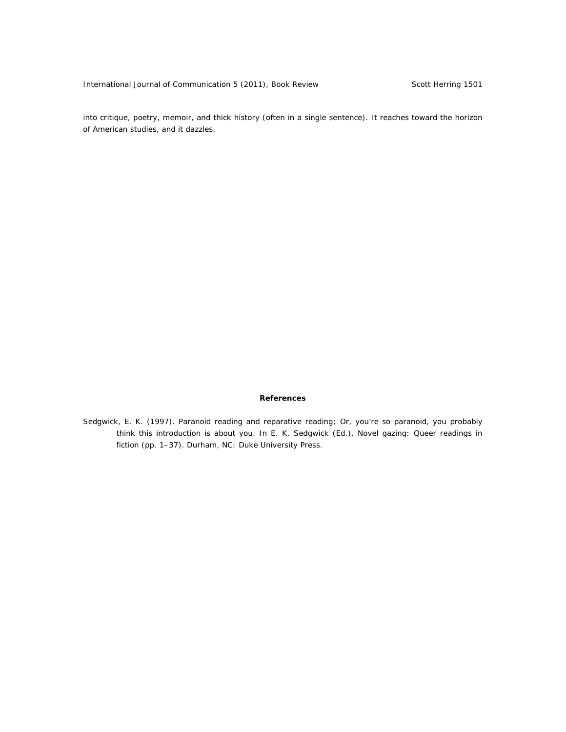into critique, poetry, memoir, and thick history (often in a single sentence). It reaches toward the horizon of American studies, and it dazzles.

## References

Sedgwick, E. K. (1997). Paranoid reading and reparative reading; Or, you're so paranoid, you probably think this introduction is about you. In E. K. Sedgwick (Ed.), Novel gazing: Queer readings in fiction (pp. 1–37). Durham, NC: Duke University Press.